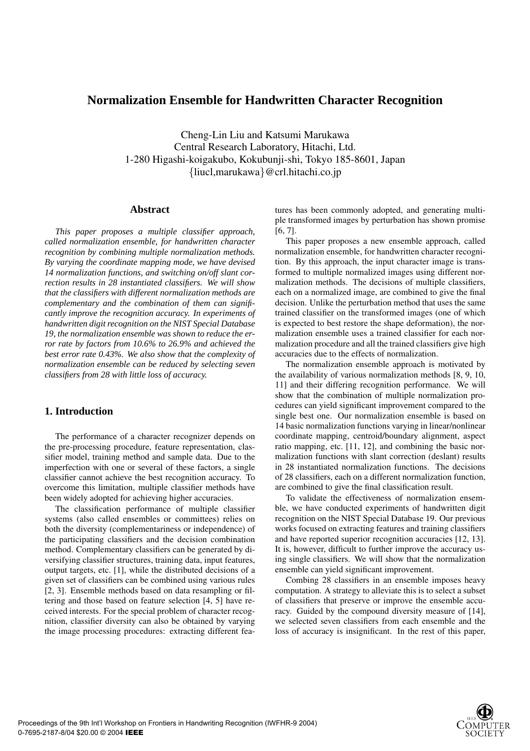# Normalization Ensemble for Handwritten Character Recognition

Cheng-Lin Liu and Katsumi Marukawa
Central Research Laboratory, Hitachi, Ltd.
1-280 Higashi-koigakubo, Kokubunji-shi, Tokyo 185-8601, Japan
{liucl,marukawa}@crl.hitachi.co.jp

## Abstract

*This paper proposes a multiple classifier approach, called normalization ensemble, for handwritten character recognition by combining multiple normalization methods. By varying the coordinate mapping mode, we have devised 14 normalization functions, and switching on/off slant correction results in 28 instantiated classifiers. We will show that the classifiers with different normalization methods are complementary and the combination of them can significantly improve the recognition accuracy. In experiments of handwritten digit recognition on the NIST Special Database 19, the normalization ensemble was shown to reduce the error rate by factors from 10.6% to 26.9% and achieved the best error rate 0.43%. We also show that the complexity of normalization ensemble can be reduced by selecting seven classifiers from 28 with little loss of accuracy.*

## 1. Introduction

The performance of a character recognizer depends on the pre-processing procedure, feature representation, classifier model, training method and sample data. Due to the imperfection with one or several of these factors, a single classifier cannot achieve the best recognition accuracy. To overcome this limitation, multiple classifier methods have been widely adopted for achieving higher accuracies.

The classification performance of multiple classifier systems (also called ensembles or committees) relies on both the diversity (complementariness or independence) of the participating classifiers and the decision combination method. Complementary classifiers can be generated by diversifying classifier structures, training data, input features, output targets, etc. [1], while the distributed decisions of a given set of classifiers can be combined using various rules [2, 3]. Ensemble methods based on data resampling or filtering and those based on feature selection [4, 5] have received interests. For the special problem of character recognition, classifier diversity can also be obtained by varying the image processing procedures: extracting different features has been commonly adopted, and generating multiple transformed images by perturbation has shown promise [6, 7].

This paper proposes a new ensemble approach, called normalization ensemble, for handwritten character recognition. By this approach, the input character image is transformed to multiple normalized images using different normalization methods. The decisions of multiple classifiers, each on a normalized image, are combined to give the final decision. Unlike the perturbation method that uses the same trained classifier on the transformed images (one of which is expected to best restore the shape deformation), the normalization ensemble uses a trained classifier for each normalization procedure and all the trained classifiers give high accuracies due to the effects of normalization.

The normalization ensemble approach is motivated by the availability of various normalization methods [8, 9, 10, 11] and their differing recognition performance. We will show that the combination of multiple normalization procedures can yield significant improvement compared to the single best one. Our normalization ensemble is based on 14 basic normalization functions varying in linear/nonlinear coordinate mapping, centroid/boundary alignment, aspect ratio mapping, etc. [11, 12], and combining the basic normalization functions with slant correction (deslant) results in 28 instantiated normalization functions. The decisions of 28 classifiers, each on a different normalization function, are combined to give the final classification result.

To validate the effectiveness of normalization ensemble, we have conducted experiments of handwritten digit recognition on the NIST Special Database 19. Our previous works focused on extracting features and training classifiers and have reported superior recognition accuracies [12, 13]. It is, however, difficult to further improve the accuracy using single classifiers. We will show that the normalization ensemble can yield significant improvement.

Combing 28 classifiers in an ensemble imposes heavy computation. A strategy to alleviate this is to select a subset of classifiers that preserve or improve the ensemble accuracy. Guided by the compound diversity measure of [14], we selected seven classifiers from each ensemble and the loss of accuracy is insignificant. In the rest of this paper,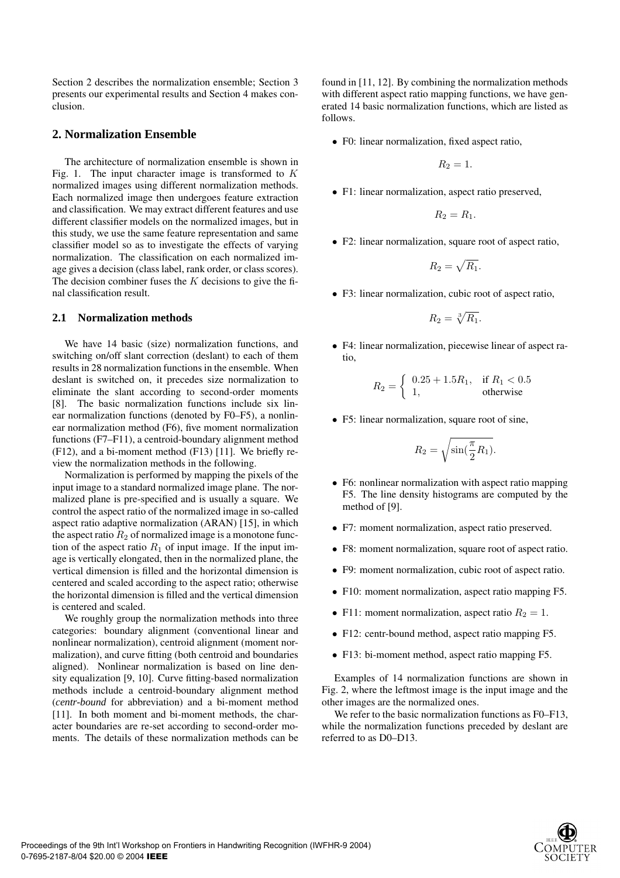Section 2 describes the normalization ensemble; Section 3 presents our experimental results and Section 4 makes conclusion.

## 2. Normalization Ensemble

The architecture of normalization ensemble is shown in Fig. 1. The input character image is transformed to $K$ normalized images using different normalization methods. Each normalized image then undergoes feature extraction and classification. We may extract different features and use different classifier models on the normalized images, but in this study, we use the same feature representation and same classifier model so as to investigate the effects of varying normalization. The classification on each normalized image gives a decision (class label, rank order, or class scores). The decision combiner fuses the $K$ decisions to give the final classification result.

### 2.1 Normalization methods

We have 14 basic (size) normalization functions, and switching on/off slant correction (deslant) to each of them results in 28 normalization functions in the ensemble. When deslant is switched on, it precedes size normalization to eliminate the slant according to second-order moments [8]. The basic normalization functions include six linear normalization functions (denoted by F0–F5), a nonlinear normalization method (F6), five moment normalization functions (F7–F11), a centroid-boundary alignment method (F12), and a bi-moment method (F13) [11]. We briefly review the normalization methods in the following.

Normalization is performed by mapping the pixels of the input image to a standard normalized image plane. The normalized plane is pre-specified and is usually a square. We control the aspect ratio of the normalized image in so-called aspect ratio adaptive normalization (ARAN) [15], in which the aspect ratio $R_2$ of normalized image is a monotone function of the aspect ratio $R_1$ of input image. If the input image is vertically elongated, then in the normalized plane, the vertical dimension is filled and the horizontal dimension is centered and scaled according to the aspect ratio; otherwise the horizontal dimension is filled and the vertical dimension is centered and scaled.

We roughly group the normalization methods into three categories: boundary alignment (conventional linear and nonlinear normalization), centroid alignment (moment normalization), and curve fitting (both centroid and boundaries aligned). Nonlinear normalization is based on line density equalization [9, 10]. Curve fitting-based normalization methods include a centroid-boundary alignment method (*centr-bound* for abbreviation) and a bi-moment method [11]. In both moment and bi-moment methods, the character boundaries are re-set according to second-order moments. The details of these normalization methods can be found in [11, 12]. By combining the normalization methods with different aspect ratio mapping functions, we have generated 14 basic normalization functions, which are listed as follows.

- F0: linear normalization, fixed aspect ratio,
$$R_2 = 1.$$
- F1: linear normalization, aspect ratio preserved,
$$R_2 = R_1.$$
- F2: linear normalization, square root of aspect ratio,
$$R_2 = \sqrt{R_1}.$$
- F3: linear normalization, cubic root of aspect ratio,
$$R_2 = \sqrt[3]{R_1}.$$
- F4: linear normalization, piecewise linear of aspect ratio,
$$R_2 = \begin{cases} 0.25 + 1.5R_1, & \text{if } R_1 < 0.5 \\ 1, & \text{otherwise} \end{cases}$$
- F5: linear normalization, square root of sine,
$$R_2 = \sqrt{\sin(\frac{\pi}{2}R_1)}.$$
- F6: nonlinear normalization with aspect ratio mapping F5. The line density histograms are computed by the method of [9].
- F7: moment normalization, aspect ratio preserved.
- F8: moment normalization, square root of aspect ratio.
- F9: moment normalization, cubic root of aspect ratio.
- F10: moment normalization, aspect ratio mapping F5.
- F11: moment normalization, aspect ratio $R_2 = 1$.
- F12: centr-bound method, aspect ratio mapping F5.
- F13: bi-moment method, aspect ratio mapping F5.

Examples of 14 normalization functions are shown in Fig. 2, where the leftmost image is the input image and the other images are the normalized ones.

We refer to the basic normalization functions as F0–F13, while the normalization functions preceded by deslant are referred to as D0–D13.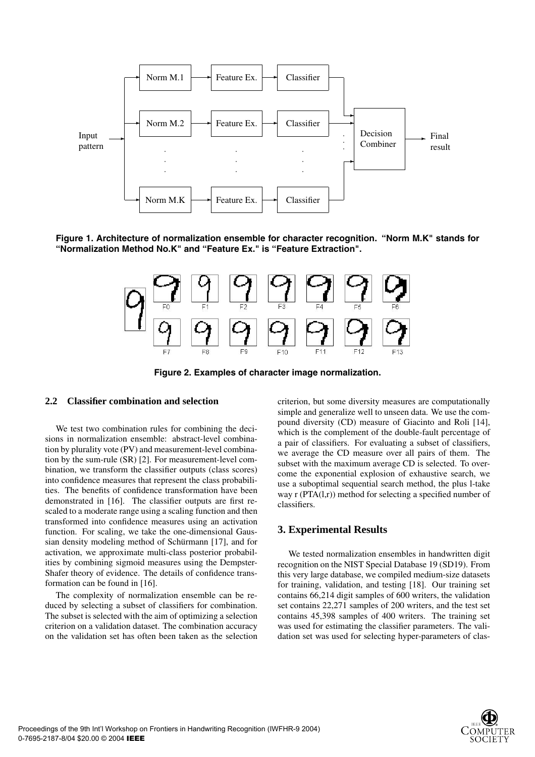Figure 1. Architecture of normalization ensemble for character recognition. "Norm M.K" stands for "Normalization Method No.K" and "Feature Ex." is "Feature Extraction".

Figure 2. Examples of character image normalization.

### 2.2 Classifier combination and selection

We test two combination rules for combining the decisions in normalization ensemble: abstract-level combination by plurality vote (PV) and measurement-level combination by the sum-rule (SR) [2]. For measurement-level combination, we transform the classifier outputs (class scores) into confidence measures that represent the class probabilities. The benefits of confidence transformation have been demonstrated in [16]. The classifier outputs are first rescaled to a moderate range using a scaling function and then transformed into confidence measures using an activation function. For scaling, we take the one-dimensional Gaussian density modeling method of Schürmann [17], and for activation, we approximate multi-class posterior probabilities by combining sigmoid measures using the Dempster-Shafer theory of evidence. The details of confidence transformation can be found in [16].

The complexity of normalization ensemble can be reduced by selecting a subset of classifiers for combination. The subset is selected with the aim of optimizing a selection criterion on a validation dataset. The combination accuracy on the validation set has often been taken as the selection criterion, but some diversity measures are computationally simple and generalize well to unseen data. We use the compound diversity (CD) measure of Giacinto and Roli [14], which is the complement of the double-fault percentage of a pair of classifiers. For evaluating a subset of classifiers, we average the CD measure over all pairs of them. The subset with the maximum average CD is selected. To overcome the exponential explosion of exhaustive search, we use a suboptimal sequential search method, the plus l-take way r (PTA(l,r)) method for selecting a specified number of classifiers.

## 3. Experimental Results

We tested normalization ensembles in handwritten digit recognition on the NIST Special Database 19 (SD19). From this very large database, we compiled medium-size datasets for training, validation, and testing [18]. Our training set contains 66,214 digit samples of 600 writers, the validation set contains 22,271 samples of 200 writers, and the test set contains 45,398 samples of 400 writers. The training set was used for estimating the classifier parameters. The validation set was used for selecting hyper-parameters of clas-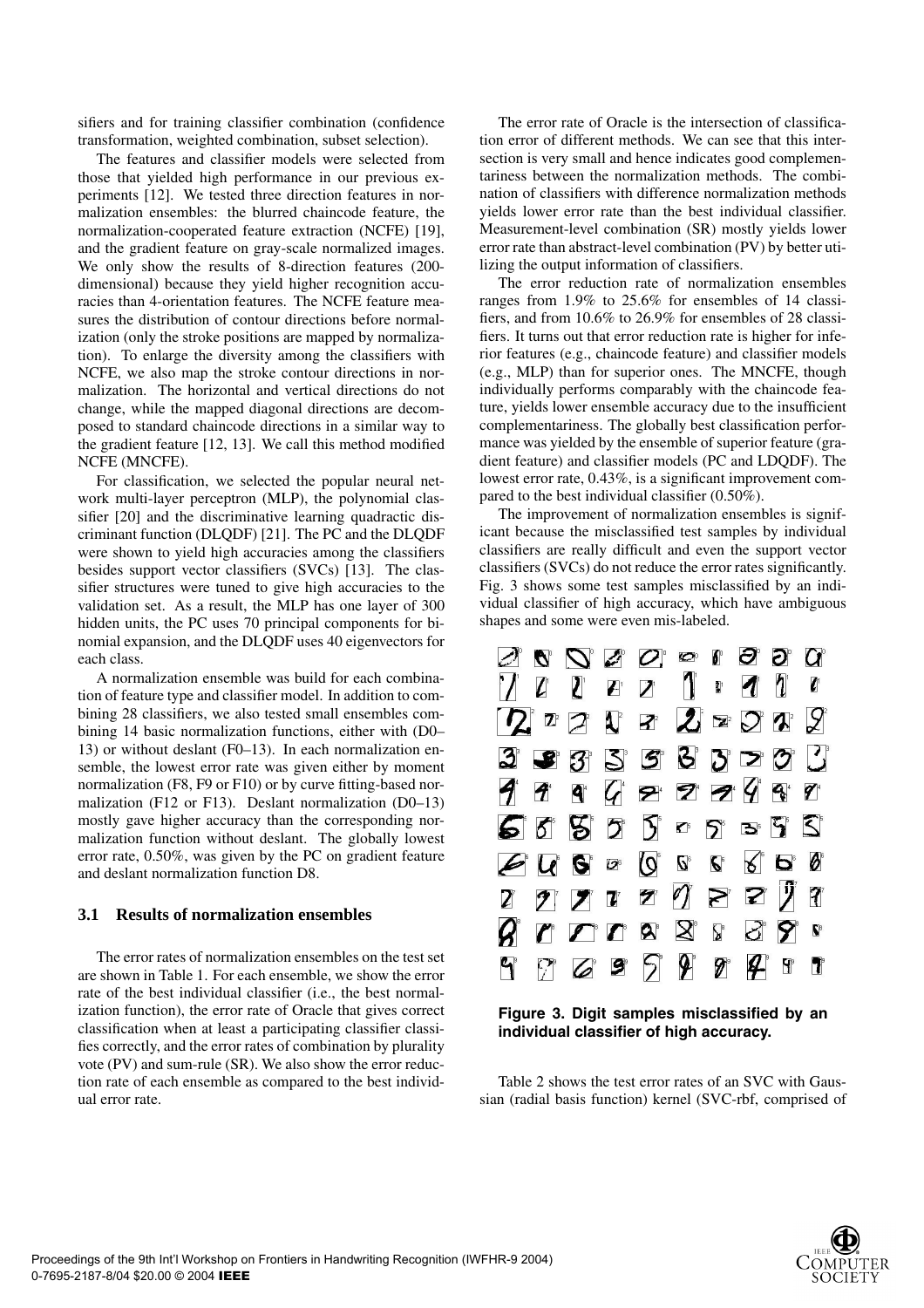sifiers and for training classifier combination (confidence transformation, weighted combination, subset selection).

The features and classifier models were selected from those that yielded high performance in our previous experiments [12]. We tested three direction features in normalization ensembles: the blurred chaincode feature, the normalization-cooperated feature extraction (NCFE) [19], and the gradient feature on gray-scale normalized images. We only show the results of 8-direction features (200-dimensional) because they yield higher recognition accuracies than 4-orientation features. The NCFE feature measures the distribution of contour directions before normalization (only the stroke positions are mapped by normalization). To enlarge the diversity among the classifiers with NCFE, we also map the stroke contour directions in normalization. The horizontal and vertical directions do not change, while the mapped diagonal directions are decomposed to standard chaincode directions in a similar way to the gradient feature [12, 13]. We call this method modified NCFE (MNCFE).

For classification, we selected the popular neural network multi-layer perceptron (MLP), the polynomial classifier [20] and the discriminative learning quadractic discriminant function (DLQDF) [21]. The PC and the DLQDF were shown to yield high accuracies among the classifiers besides support vector classifiers (SVCs) [13]. The classifier structures were tuned to give high accuracies to the validation set. As a result, the MLP has one layer of 300 hidden units, the PC uses 70 principal components for binomial expansion, and the DLQDF uses 40 eigenvectors for each class.

A normalization ensemble was build for each combination of feature type and classifier model. In addition to combining 28 classifiers, we also tested small ensembles combining 14 basic normalization functions, either with (D0–13) or without deslant (F0–13). In each normalization ensemble, the lowest error rate was given either by moment normalization (F8, F9 or F10) or by curve fitting-based normalization (F12 or F13). Deslant normalization (D0–13) mostly gave higher accuracy than the corresponding normalization function without deslant. The globally lowest error rate, 0.50%, was given by the PC on gradient feature and deslant normalization function D8.

### 3.1 Results of normalization ensembles

The error rates of normalization ensembles on the test set are shown in Table 1. For each ensemble, we show the error rate of the best individual classifier (i.e., the best normalization function), the error rate of Oracle that gives correct classification when at least a participating classifier classifies correctly, and the error rates of combination by plurality vote (PV) and sum-rule (SR). We also show the error reduction rate of each ensemble as compared to the best individual error rate.

The error rate of Oracle is the intersection of classification error of different methods. We can see that this intersection is very small and hence indicates good complementariness between the normalization methods. The combination of classifiers with difference normalization methods yields lower error rate than the best individual classifier. Measurement-level combination (SR) mostly yields lower error rate than abstract-level combination (PV) by better utilizing the output information of classifiers.

The error reduction rate of normalization ensembles ranges from 1.9% to 25.6% for ensembles of 14 classifiers, and from 10.6% to 26.9% for ensembles of 28 classifiers. It turns out that error reduction rate is higher for inferior features (e.g., chaincode feature) and classifier models (e.g., MLP) than for superior ones. The MNCFE, though individually performs comparably with the chaincode feature, yields lower ensemble accuracy due to the insufficient complementariness. The globally best classification performance was yielded by the ensemble of superior feature (gradient feature) and classifier models (PC and LDQDF). The lowest error rate, 0.43%, is a significant improvement compared to the best individual classifier (0.50%).

The improvement of normalization ensembles is significant because the misclassified test samples by individual classifiers are really difficult and even the support vector classifiers (SVCs) do not reduce the error rates significantly. Fig. 3 shows some test samples misclassified by an individual classifier of high accuracy, which have ambiguous shapes and some were even mis-labeled.

**Figure 3. Digit samples misclassified by an individual classifier of high accuracy.**

Table 2 shows the test error rates of an SVC with Gaussian (radial basis function) kernel (SVC-rbf, comprised of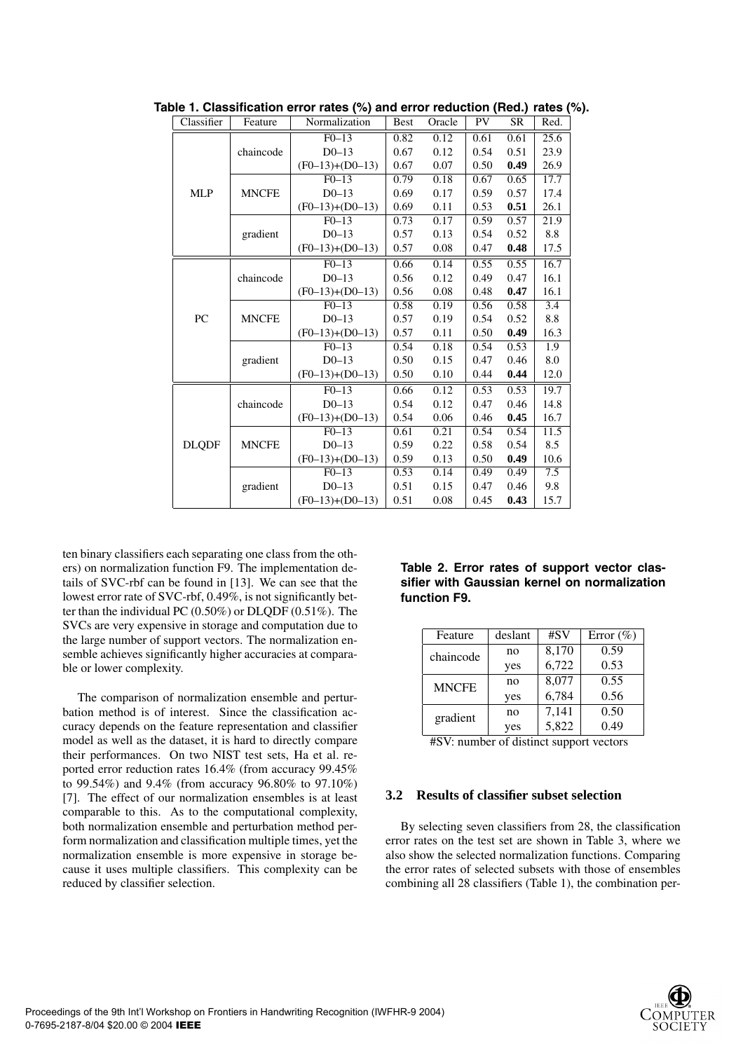**Table 1. Classification error rates (%) and error reduction (Red.) rates (%).**

| Classifier | Feature | Normalization | Best | Oracle | PV | SR | Red. |
|---|---|---|---|---|---|---|---|
| MLP | chaincode | F0–13 | 0.82 | 0.12 | 0.61 | 0.61 | 25.6 |
| | | D0–13 | 0.67 | 0.12 | 0.54 | 0.51 | 23.9 |
| | | (F0–13)+(D0–13) | 0.67 | 0.07 | 0.50 | **0.49** | 26.9 |
| | MNCFE | F0–13 | 0.79 | 0.18 | 0.67 | 0.65 | 17.7 |
| | | D0–13 | 0.69 | 0.17 | 0.59 | 0.57 | 17.4 |
| | | (F0–13)+(D0–13) | 0.69 | 0.11 | 0.53 | **0.51** | 26.1 |
| | gradient | F0–13 | 0.73 | 0.17 | 0.59 | 0.57 | 21.9 |
| | | D0–13 | 0.57 | 0.13 | 0.54 | 0.52 | 8.8 |
| | | (F0–13)+(D0–13) | 0.57 | 0.08 | 0.47 | **0.48** | 17.5 |
| PC | chaincode | F0–13 | 0.66 | 0.14 | 0.55 | 0.55 | 16.7 |
| | | D0–13 | 0.56 | 0.12 | 0.49 | 0.47 | 16.1 |
| | | (F0–13)+(D0–13) | 0.56 | 0.08 | 0.48 | **0.47** | 16.1 |
| | MNCFE | F0–13 | 0.58 | 0.19 | 0.56 | 0.58 | 3.4 |
| | | D0–13 | 0.57 | 0.19 | 0.54 | 0.52 | 8.8 |
| | | (F0–13)+(D0–13) | 0.57 | 0.11 | 0.50 | **0.49** | 16.3 |
| | gradient | F0–13 | 0.54 | 0.18 | 0.54 | 0.53 | 1.9 |
| | | D0–13 | 0.50 | 0.15 | 0.47 | 0.46 | 8.0 |
| | | (F0–13)+(D0–13) | 0.50 | 0.10 | 0.44 | **0.44** | 12.0 |
| DLQDF | chaincode | F0–13 | 0.66 | 0.12 | 0.53 | 0.53 | 19.7 |
| | | D0–13 | 0.54 | 0.12 | 0.47 | 0.46 | 14.8 |
| | | (F0–13)+(D0–13) | 0.54 | 0.06 | 0.46 | **0.45** | 16.7 |
| | MNCFE | F0–13 | 0.61 | 0.21 | 0.54 | 0.54 | 11.5 |
| | | D0–13 | 0.59 | 0.22 | 0.58 | 0.54 | 8.5 |
| | | (F0–13)+(D0–13) | 0.59 | 0.13 | 0.50 | **0.49** | 10.6 |
| | gradient | F0–13 | 0.53 | 0.14 | 0.49 | 0.49 | 7.5 |
| | | D0–13 | 0.51 | 0.15 | 0.47 | 0.46 | 9.8 |
| | | (F0–13)+(D0–13) | 0.51 | 0.08 | 0.45 | **0.43** | 15.7 |

ten binary classifiers each separating one class from the others) on normalization function F9. The implementation details of SVC-rbf can be found in [13]. We can see that the lowest error rate of SVC-rbf, 0.49%, is not significantly better than the individual PC (0.50%) or DLQDF (0.51%). The SVCs are very expensive in storage and computation due to the large number of support vectors. The normalization ensemble achieves significantly higher accuracies at comparable or lower complexity.

The comparison of normalization ensemble and perturbation method is of interest. Since the classification accuracy depends on the feature representation and classifier model as well as the dataset, it is hard to directly compare their performances. On two NIST test sets, Ha et al. reported error reduction rates 16.4% (from accuracy 99.45% to 99.54%) and 9.4% (from accuracy 96.80% to 97.10%) [7]. The effect of our normalization ensembles is at least comparable to this. As to the computational complexity, both normalization ensemble and perturbation method perform normalization and classification multiple times, yet the normalization ensemble is more expensive in storage because it uses multiple classifiers. This complexity can be reduced by classifier selection.

**Table 2. Error rates of support vector classifier with Gaussian kernel on normalization function F9.**

| Feature | deslant | #SV | Error (%) |
|---|---|---|---|
| chaincode | no | 8,170 | 0.59 |
| | yes | 6,722 | 0.53 |
| MNCFE | no | 8,077 | 0.55 |
| | yes | 6,784 | 0.56 |
| gradient | no | 7,141 | 0.50 |
| | yes | 5,822 | 0.49 |

#SV: number of distinct support vectors

### 3.2 Results of classifier subset selection

By selecting seven classifiers from 28, the classification error rates on the test set are shown in Table 3, where we also show the selected normalization functions. Comparing the error rates of selected subsets with those of ensembles combining all 28 classifiers (Table 1), the combination per-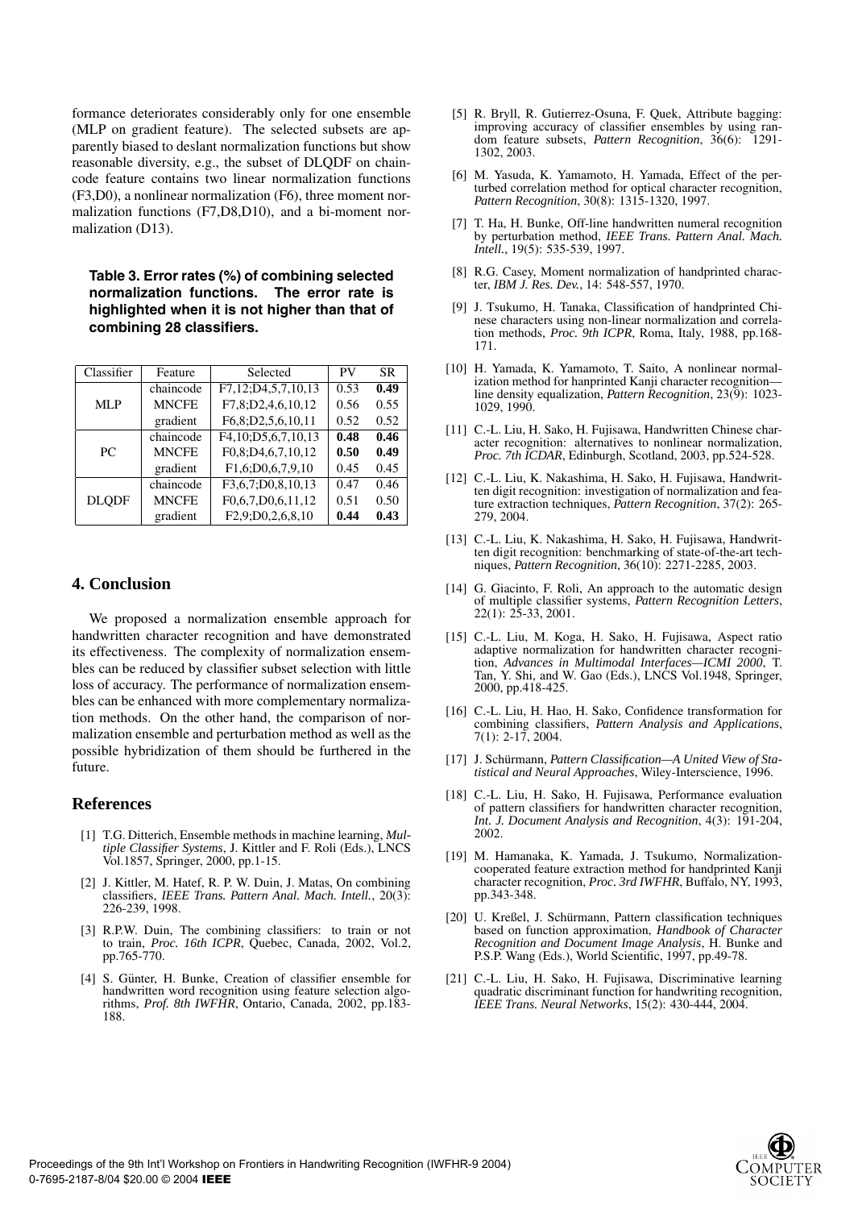formance deteriorates considerably only for one ensemble (MLP on gradient feature). The selected subsets are apparently biased to deslant normalization functions but show reasonable diversity, e.g., the subset of DLQDF on chaincode feature contains two linear normalization functions (F3,D0), a nonlinear normalization (F6), three moment normalization functions (F7,D8,D10), and a bi-moment normalization (D13).

**Table 3. Error rates (%) of combining selected normalization functions. The error rate is highlighted when it is not higher than that of combining 28 classifiers.**

| Classifier | Feature | Selected | PV | SR |
|---|---|---|---|---|
| MLP | chaincode | F7,12;D4,5,7,10,13 | 0.53 | **0.49** |
| | MNCFE | F7,8;D2,4,6,10,12 | 0.56 | 0.55 |
| | gradient | F6,8;D2,5,6,10,11 | 0.52 | 0.52 |
| PC | chaincode | F4,10;D5,6,7,10,13 | **0.48** | **0.46** |
| | MNCFE | F0,8;D4,6,7,10,12 | **0.50** | **0.49** |
| | gradient | F1,6;D0,6,7,9,10 | 0.45 | 0.45 |
| DLQDF | chaincode | F3,6,7;D0,8,10,13 | 0.47 | 0.46 |
| | MNCFE | F0,6,7,D0,6,11,12 | 0.51 | 0.50 |
| | gradient | F2,9;D0,2,6,8,10 | **0.44** | **0.43** |

## 4. Conclusion

We proposed a normalization ensemble approach for handwritten character recognition and have demonstrated its effectiveness. The complexity of normalization ensembles can be reduced by classifier subset selection with little loss of accuracy. The performance of normalization ensembles can be enhanced with more complementary normalization methods. On the other hand, the comparison of normalization ensemble and perturbation method as well as the possible hybridization of them should be furthered in the future.

## References

[1] T.G. Ditterich, Ensemble methods in machine learning, *Multiple Classifier Systems*, J. Kittler and F. Roli (Eds.), LNCS Vol.1857, Springer, 2000, pp.1-15.

[2] J. Kittler, M. Hatef, R. P. W. Duin, J. Matas, On combining classifiers, *IEEE Trans. Pattern Anal. Mach. Intell.*, 20(3): 226-239, 1998.

[3] R.P.W. Duin, The combining classifiers: to train or not to train, *Proc. 16th ICPR*, Quebec, Canada, 2002, Vol.2, pp.765-770.

[4] S. Günter, H. Bunke, Creation of classifier ensemble for handwritten word recognition using feature selection algorithms, *Prof. 8th IWFHR*, Ontario, Canada, 2002, pp.183-188.

[5] R. Bryll, R. Gutierrez-Osuna, F. Quek, Attribute bagging: improving accuracy of classifier ensembles by using random feature subsets, *Pattern Recognition*, 36(6): 1291-1302, 2003.

[6] M. Yasuda, K. Yamamoto, H. Yamada, Effect of the perturbed correlation method for optical character recognition, *Pattern Recognition*, 30(8): 1315-1320, 1997.

[7] T. Ha, H. Bunke, Off-line handwritten numeral recognition by perturbation method, *IEEE Trans. Pattern Anal. Mach. Intell.*, 19(5): 535-539, 1997.

[8] R.G. Casey, Moment normalization of handprinted character, *IBM J. Res. Dev.*, 14: 548-557, 1970.

[9] J. Tsukumo, H. Tanaka, Classification of handprinted Chinese characters using non-linear normalization and correlation methods, *Proc. 9th ICPR*, Roma, Italy, 1988, pp.168-171.

[10] H. Yamada, K. Yamamoto, T. Saito, A nonlinear normalization method for hanprinted Kanji character recognition—line density equalization, *Pattern Recognition*, 23(9): 1023-1029, 1990.

[11] C.-L. Liu, H. Sako, H. Fujisawa, Handwritten Chinese character recognition: alternatives to nonlinear normalization, *Proc. 7th ICDAR*, Edinburgh, Scotland, 2003, pp.524-528.

[12] C.-L. Liu, K. Nakashima, H. Sako, H. Fujisawa, Handwritten digit recognition: investigation of normalization and feature extraction techniques, *Pattern Recognition*, 37(2): 265-279, 2004.

[13] C.-L. Liu, K. Nakashima, H. Sako, H. Fujisawa, Handwritten digit recognition: benchmarking of state-of-the-art techniques, *Pattern Recognition*, 36(10): 2271-2285, 2003.

[14] G. Giacinto, F. Roli, An approach to the automatic design of multiple classifier systems, *Pattern Recognition Letters*, 22(1): 25-33, 2001.

[15] C.-L. Liu, M. Koga, H. Sako, H. Fujisawa, Aspect ratio adaptive normalization for handwritten character recognition, *Advances in Multimodal Interfaces—ICMI 2000*, T. Tan, Y. Shi, and W. Gao (Eds.), LNCS Vol.1948, Springer, 2000, pp.418-425.

[16] C.-L. Liu, H. Hao, H. Sako, Confidence transformation for combining classifiers, *Pattern Analysis and Applications*, 7(1): 2-17, 2004.

[17] J. Schürmann, *Pattern Classification—A United View of Statistical and Neural Approaches*, Wiley-Interscience, 1996.

[18] C.-L. Liu, H. Sako, H. Fujisawa, Performance evaluation of pattern classifiers for handwritten character recognition, *Int. J. Document Analysis and Recognition*, 4(3): 191-204, 2002.

[19] M. Hamanaka, K. Yamada, J. Tsukumo, Normalization-cooperated feature extraction method for handprinted Kanji character recognition, *Proc. 3rd IWFHR*, Buffalo, NY, 1993, pp.343-348.

[20] U. Kreßel, J. Schürmann, Pattern classification techniques based on function approximation, *Handbook of Character Recognition and Document Image Analysis*, H. Bunke and P.S.P. Wang (Eds.), World Scientific, 1997, pp.49-78.

[21] C.-L. Liu, H. Sako, H. Fujisawa, Discriminative learning quadratic discriminant function for handwriting recognition, *IEEE Trans. Neural Networks*, 15(2): 430-444, 2004.